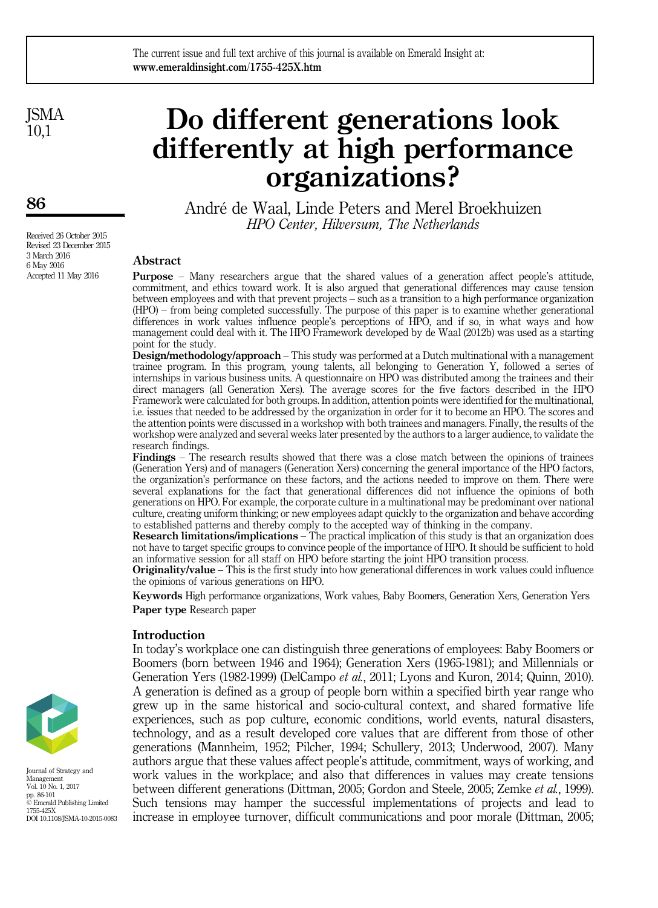# Do different generations look differently at high performance organizations?

André de Waal, Linde Peters and Merel Broekhuizen
*HPO Center, Hilversum, The Netherlands*

Received 26 October 2015
Revised 23 December 2015
3 March 2016
6 May 2016
Accepted 11 May 2016

## Abstract

**Purpose** – Many researchers argue that the shared values of a generation affect people's attitude, commitment, and ethics toward work. It is also argued that generational differences may cause tension between employees and with that prevent projects – such as a transition to a high performance organization (HPO) – from being completed successfully. The purpose of this paper is to examine whether generational differences in work values influence people's perceptions of HPO, and if so, in what ways and how management could deal with it. The HPO Framework developed by de Waal (2012b) was used as a starting point for the study.

**Design/methodology/approach** – This study was performed at a Dutch multinational with a management trainee program. In this program, young talents, all belonging to Generation Y, followed a series of internships in various business units. A questionnaire on HPO was distributed among the trainees and their direct managers (all Generation Xers). The average scores for the five factors described in the HPO Framework were calculated for both groups. In addition, attention points were identified for the multinational, i.e. issues that needed to be addressed by the organization in order for it to become an HPO. The scores and the attention points were discussed in a workshop with both trainees and managers. Finally, the results of the workshop were analyzed and several weeks later presented by the authors to a larger audience, to validate the research findings.

**Findings** – The research results showed that there was a close match between the opinions of trainees (Generation Yers) and of managers (Generation Xers) concerning the general importance of the HPO factors, the organization's performance on these factors, and the actions needed to improve on them. There were several explanations for the fact that generational differences did not influence the opinions of both generations on HPO. For example, the corporate culture in a multinational may be predominant over national culture, creating uniform thinking; or new employees adapt quickly to the organization and behave according to established patterns and thereby comply to the accepted way of thinking in the company.

**Research limitations/implications** – The practical implication of this study is that an organization does not have to target specific groups to convince people of the importance of HPO. It should be sufficient to hold an informative session for all staff on HPO before starting the joint HPO transition process.

**Originality/value** – This is the first study into how generational differences in work values could influence the opinions of various generations on HPO.

**Keywords** High performance organizations, Work values, Baby Boomers, Generation Xers, Generation Yers

**Paper type** Research paper

## Introduction

In today's workplace one can distinguish three generations of employees: Baby Boomers or Boomers (born between 1946 and 1964); Generation Xers (1965-1981); and Millennials or Generation Yers (1982-1999) (DelCampo *et al.*, 2011; Lyons and Kuron, 2014; Quinn, 2010). A generation is defined as a group of people born within a specified birth year range who grew up in the same historical and socio-cultural context, and shared formative life experiences, such as pop culture, economic conditions, world events, natural disasters, technology, and as a result developed core values that are different from those of other generations (Mannheim, 1952; Pilcher, 1994; Schullery, 2013; Underwood, 2007). Many authors argue that these values affect people's attitude, commitment, ways of working, and work values in the workplace; and also that differences in values may create tensions between different generations (Dittman, 2005; Gordon and Steele, 2005; Zemke *et al.*, 1999). Such tensions may hamper the successful implementations of projects and lead to increase in employee turnover, difficult communications and poor morale (Dittman, 2005;

Journal of Strategy and Management
Vol. 10 No. 1, 2017
pp. 86-101
© Emerald Publishing Limited
1755-425X
DOI 10.1108/JSMA-10-2015-0083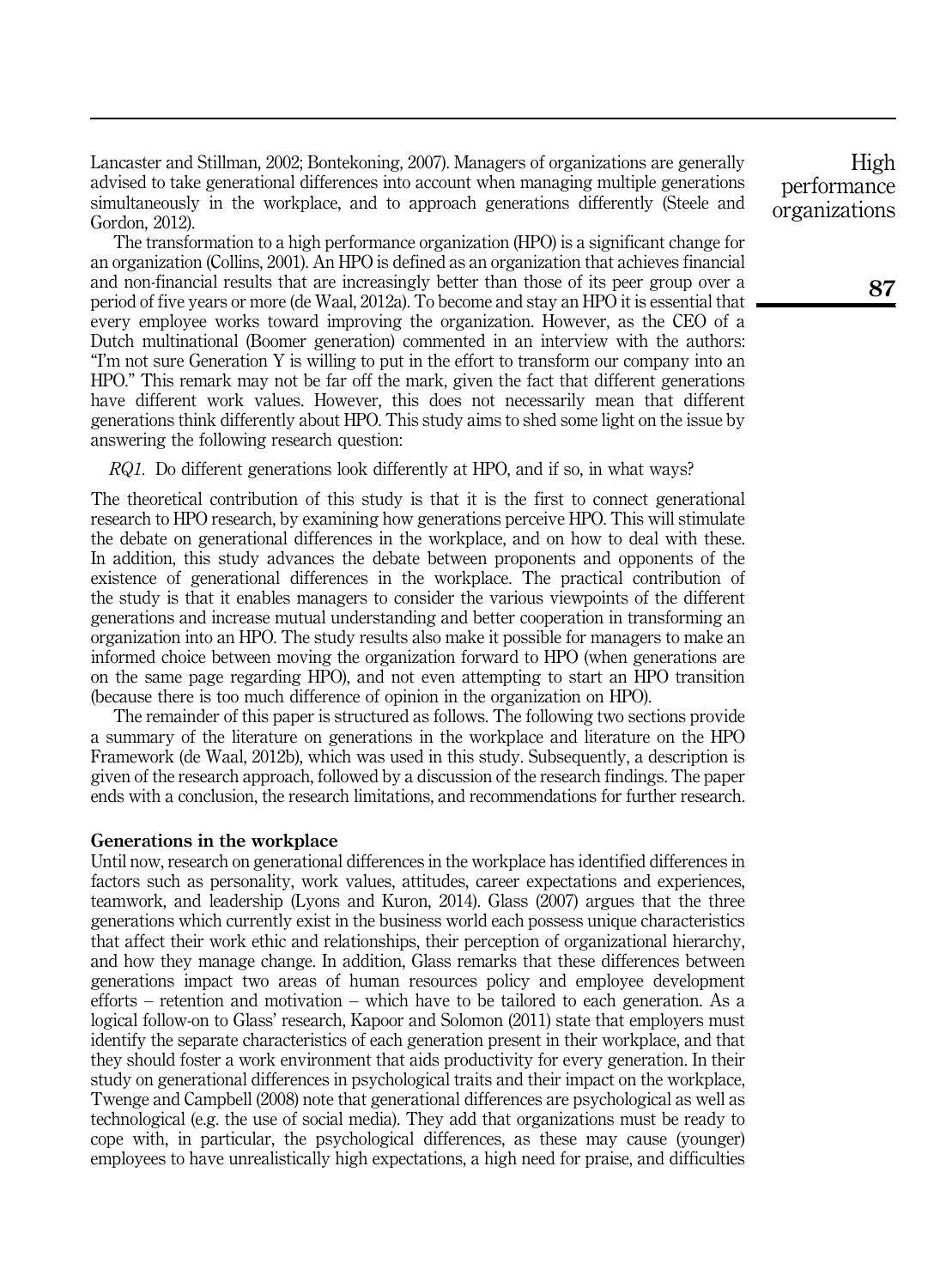Lancaster and Stillman, 2002; Bontekoning, 2007). Managers of organizations are generally advised to take generational differences into account when managing multiple generations simultaneously in the workplace, and to approach generations differently (Steele and Gordon, 2012).

The transformation to a high performance organization (HPO) is a significant change for an organization (Collins, 2001). An HPO is defined as an organization that achieves financial and non-financial results that are increasingly better than those of its peer group over a period of five years or more (de Waal, 2012a). To become and stay an HPO it is essential that every employee works toward improving the organization. However, as the CEO of a Dutch multinational (Boomer generation) commented in an interview with the authors: "I'm not sure Generation Y is willing to put in the effort to transform our company into an HPO." This remark may not be far off the mark, given the fact that different generations have different work values. However, this does not necessarily mean that different generations think differently about HPO. This study aims to shed some light on the issue by answering the following research question:

*RQ1*. Do different generations look differently at HPO, and if so, in what ways?

The theoretical contribution of this study is that it is the first to connect generational research to HPO research, by examining how generations perceive HPO. This will stimulate the debate on generational differences in the workplace, and on how to deal with these. In addition, this study advances the debate between proponents and opponents of the existence of generational differences in the workplace. The practical contribution of the study is that it enables managers to consider the various viewpoints of the different generations and increase mutual understanding and better cooperation in transforming an organization into an HPO. The study results also make it possible for managers to make an informed choice between moving the organization forward to HPO (when generations are on the same page regarding HPO), and not even attempting to start an HPO transition (because there is too much difference of opinion in the organization on HPO).

The remainder of this paper is structured as follows. The following two sections provide a summary of the literature on generations in the workplace and literature on the HPO Framework (de Waal, 2012b), which was used in this study. Subsequently, a description is given of the research approach, followed by a discussion of the research findings. The paper ends with a conclusion, the research limitations, and recommendations for further research.

## Generations in the workplace

Until now, research on generational differences in the workplace has identified differences in factors such as personality, work values, attitudes, career expectations and experiences, teamwork, and leadership (Lyons and Kuron, 2014). Glass (2007) argues that the three generations which currently exist in the business world each possess unique characteristics that affect their work ethic and relationships, their perception of organizational hierarchy, and how they manage change. In addition, Glass remarks that these differences between generations impact two areas of human resources policy and employee development efforts – retention and motivation – which have to be tailored to each generation. As a logical follow-on to Glass' research, Kapoor and Solomon (2011) state that employers must identify the separate characteristics of each generation present in their workplace, and that they should foster a work environment that aids productivity for every generation. In their study on generational differences in psychological traits and their impact on the workplace, Twenge and Campbell (2008) note that generational differences are psychological as well as technological (e.g. the use of social media). They add that organizations must be ready to cope with, in particular, the psychological differences, as these may cause (younger) employees to have unrealistically high expectations, a high need for praise, and difficulties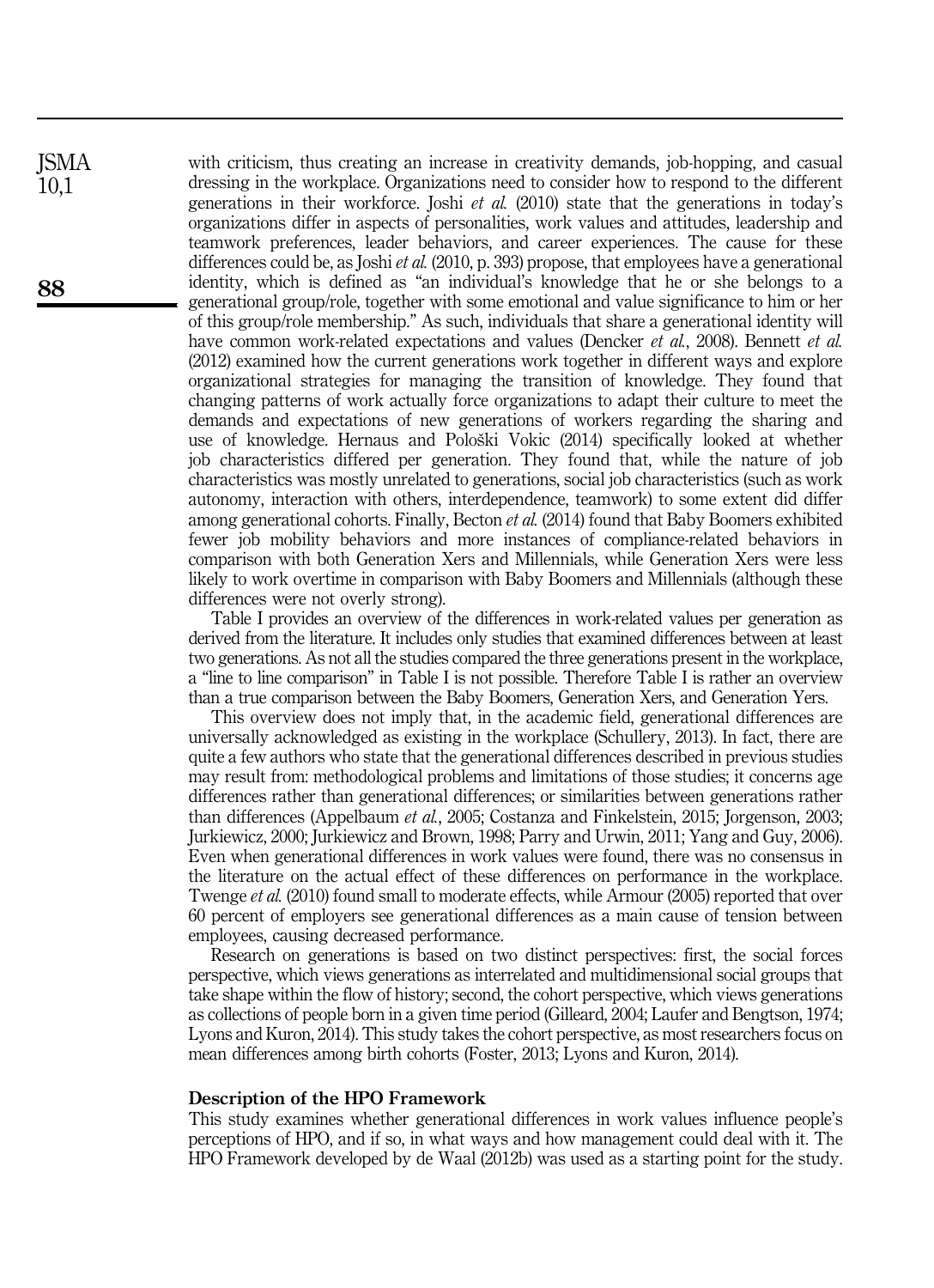with criticism, thus creating an increase in creativity demands, job-hopping, and casual dressing in the workplace. Organizations need to consider how to respond to the different generations in their workforce. Joshi *et al.* (2010) state that the generations in today's organizations differ in aspects of personalities, work values and attitudes, leadership and teamwork preferences, leader behaviors, and career experiences. The cause for these differences could be, as Joshi *et al.* (2010, p. 393) propose, that employees have a generational identity, which is defined as "an individual's knowledge that he or she belongs to a generational group/role, together with some emotional and value significance to him or her of this group/role membership." As such, individuals that share a generational identity will have common work-related expectations and values (Dencker *et al.*, 2008). Bennett *et al.* (2012) examined how the current generations work together in different ways and explore organizational strategies for managing the transition of knowledge. They found that changing patterns of work actually force organizations to adapt their culture to meet the demands and expectations of new generations of workers regarding the sharing and use of knowledge. Hernaus and Pološki Vokic (2014) specifically looked at whether job characteristics differed per generation. They found that, while the nature of job characteristics was mostly unrelated to generations, social job characteristics (such as work autonomy, interaction with others, interdependence, teamwork) to some extent did differ among generational cohorts. Finally, Becton *et al.* (2014) found that Baby Boomers exhibited fewer job mobility behaviors and more instances of compliance-related behaviors in comparison with both Generation Xers and Millennials, while Generation Xers were less likely to work overtime in comparison with Baby Boomers and Millennials (although these differences were not overly strong).

Table I provides an overview of the differences in work-related values per generation as derived from the literature. It includes only studies that examined differences between at least two generations. As not all the studies compared the three generations present in the workplace, a "line to line comparison" in Table I is not possible. Therefore Table I is rather an overview than a true comparison between the Baby Boomers, Generation Xers, and Generation Yers.

This overview does not imply that, in the academic field, generational differences are universally acknowledged as existing in the workplace (Schullery, 2013). In fact, there are quite a few authors who state that the generational differences described in previous studies may result from: methodological problems and limitations of those studies; it concerns age differences rather than generational differences; or similarities between generations rather than differences (Appelbaum *et al.*, 2005; Costanza and Finkelstein, 2015; Jorgenson, 2003; Jurkiewicz, 2000; Jurkiewicz and Brown, 1998; Parry and Urwin, 2011; Yang and Guy, 2006). Even when generational differences in work values were found, there was no consensus in the literature on the actual effect of these differences on performance in the workplace. Twenge *et al.* (2010) found small to moderate effects, while Armour (2005) reported that over 60 percent of employers see generational differences as a main cause of tension between employees, causing decreased performance.

Research on generations is based on two distinct perspectives: first, the social forces perspective, which views generations as interrelated and multidimensional social groups that take shape within the flow of history; second, the cohort perspective, which views generations as collections of people born in a given time period (Gilleard, 2004; Laufer and Bengtson, 1974; Lyons and Kuron, 2014). This study takes the cohort perspective, as most researchers focus on mean differences among birth cohorts (Foster, 2013; Lyons and Kuron, 2014).

## Description of the HPO Framework

This study examines whether generational differences in work values influence people's perceptions of HPO, and if so, in what ways and how management could deal with it. The HPO Framework developed by de Waal (2012b) was used as a starting point for the study.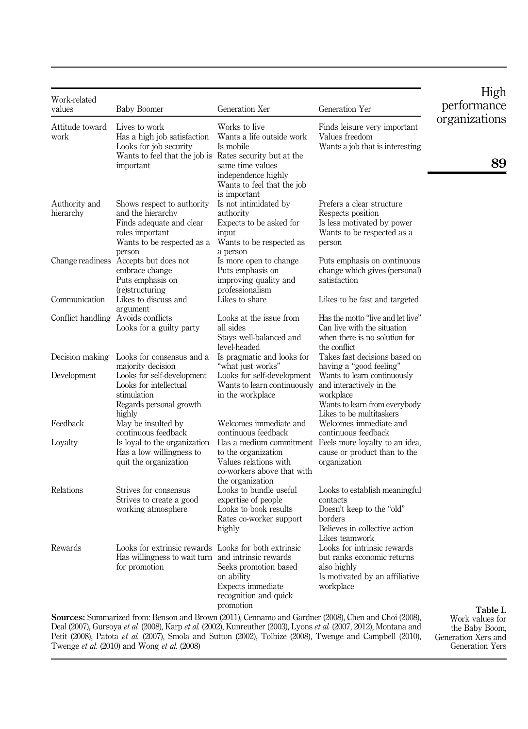**Table I.** Work values for the Baby Boom, Generation Xers and Generation Yers

| Work-related values | Baby Boomer | Generation Xer | Generation Yer |
|---|---|---|---|
| Attitude toward work | Lives to work<br>Has a high job satisfaction<br>Looks for job security<br>Wants to feel that the job is important | Works to live<br>Wants a life outside work<br>Is mobile<br>Rates security but at the same time values independence highly<br>Wants to feel that the job is important | Finds leisure very important<br>Values freedom<br>Wants a job that is interesting |
| Authority and hierarchy | Shows respect to authority and the hierarchy<br>Finds adequate and clear roles important<br>Wants to be respected as a person | Is not intimidated by authority<br>Expects to be asked for input<br>Wants to be respected as a person | Prefers a clear structure<br>Respects position<br>Is less motivated by power<br>Wants to be respected as a person |
| Change readiness | Accepts but does not embrace change<br>Puts emphasis on (re)structuring | Is more open to change<br>Puts emphasis on improving quality and professionalism | Puts emphasis on continuous change which gives (personal) satisfaction |
| Communication | Likes to discuss and argument | Likes to share | Likes to be fast and targeted |
| Conflict handling | Avoids conflicts<br>Looks for a guilty party | Looks at the issue from all sides<br>Stays well-balanced and level-headed | Has the motto "live and let live"<br>Can live with the situation when there is no solution for the conflict |
| Decision making | Looks for consensus and a majority decision | Is pragmatic and looks for "what just works" | Takes fast decisions based on having a "good feeling" |
| Development | Looks for self-development<br>Looks for intellectual stimulation<br>Regards personal growth highly | Looks for self-development<br>Wants to learn continuously in the workplace | Wants to learn continuously and interactively in the workplace<br>Wants to learn from everybody<br>Likes to be multitaskers |
| Feedback | May be insulted by continuous feedback | Welcomes immediate and continuous feedback | Welcomes immediate and continuous feedback |
| Loyalty | Is loyal to the organization<br>Has a low willingness to quit the organization | Has a medium commitment to the organization<br>Values relations with co-workers above that with the organization | Feels more loyalty to an idea, cause or product than to the organization |
| Relations | Strives for consensus<br>Strives to create a good working atmosphere | Looks to bundle useful expertise of people<br>Looks to book results<br>Rates co-worker support highly | Looks to establish meaningful contacts<br>Doesn't keep to the "old" borders<br>Believes in collective action<br>Likes teamwork |
| Rewards | Looks for extrinsic rewards<br>Has willingness to wait turn for promotion | Looks for both extrinsic and intrinsic rewards<br>Seeks promotion based on ability<br>Expects immediate recognition and quick promotion | Looks for intrinsic rewards but ranks economic returns also highly<br>Is motivated by an affiliative workplace |

**Sources:** Summarized from: Benson and Brown (2011), Cennamo and Gardner (2008), Chen and Choi (2008), Deal (2007), Gursoya *et al.* (2008), Karp *et al.* (2002), Kunreuther (2003), Lyons *et al.* (2007, 2012), Montana and Petit (2008), Patota *et al.* (2007), Smola and Sutton (2002), Tolbize (2008), Twenge and Campbell (2010), Twenge *et al.* (2010) and Wong *et al.* (2008)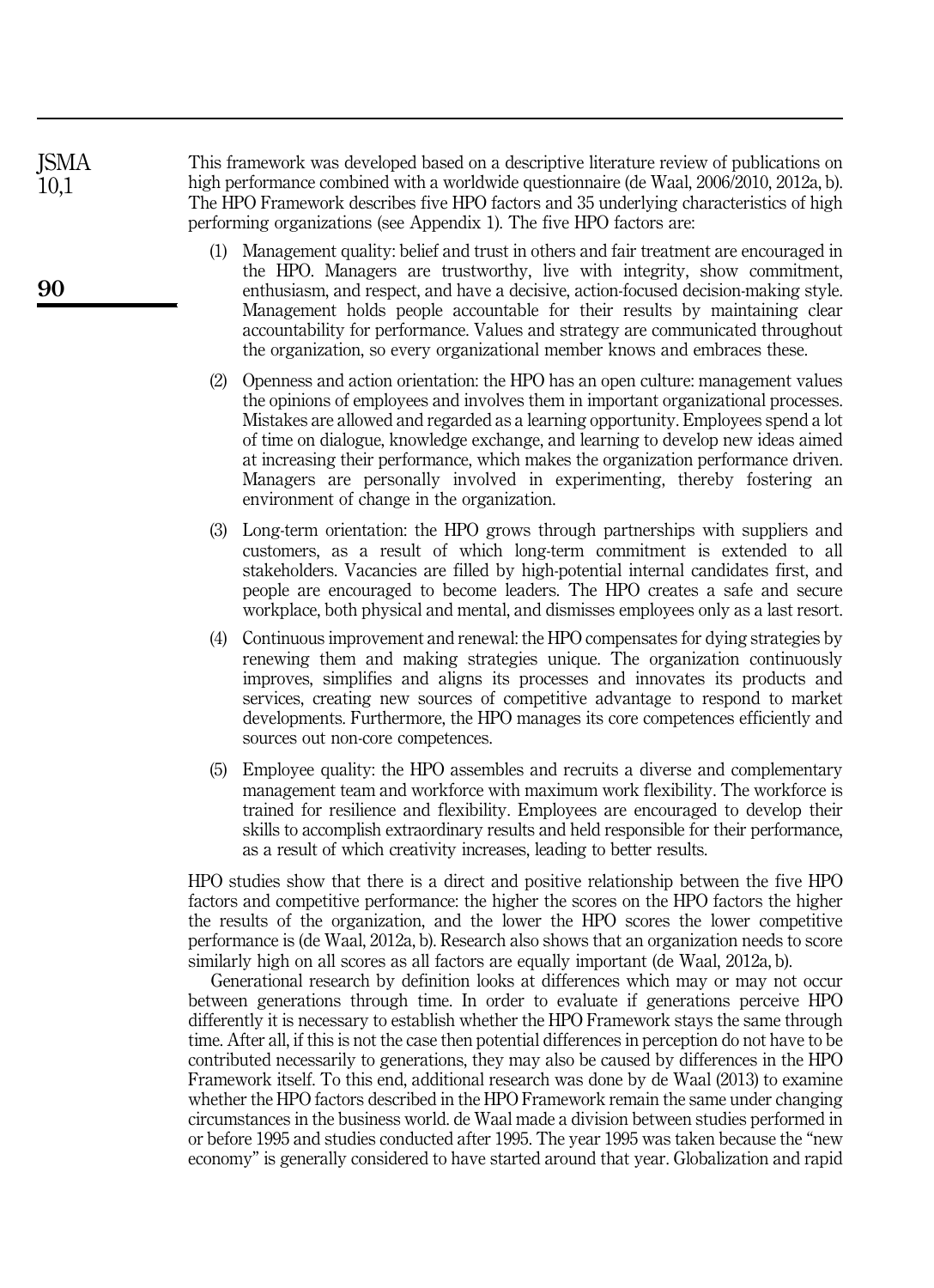This framework was developed based on a descriptive literature review of publications on high performance combined with a worldwide questionnaire (de Waal, 2006/2010, 2012a, b). The HPO Framework describes five HPO factors and 35 underlying characteristics of high performing organizations (see Appendix 1). The five HPO factors are:

1. Management quality: belief and trust in others and fair treatment are encouraged in the HPO. Managers are trustworthy, live with integrity, show commitment, enthusiasm, and respect, and have a decisive, action-focused decision-making style. Management holds people accountable for their results by maintaining clear accountability for performance. Values and strategy are communicated throughout the organization, so every organizational member knows and embraces these.
2. Openness and action orientation: the HPO has an open culture: management values the opinions of employees and involves them in important organizational processes. Mistakes are allowed and regarded as a learning opportunity. Employees spend a lot of time on dialogue, knowledge exchange, and learning to develop new ideas aimed at increasing their performance, which makes the organization performance driven. Managers are personally involved in experimenting, thereby fostering an environment of change in the organization.
3. Long-term orientation: the HPO grows through partnerships with suppliers and customers, as a result of which long-term commitment is extended to all stakeholders. Vacancies are filled by high-potential internal candidates first, and people are encouraged to become leaders. The HPO creates a safe and secure workplace, both physical and mental, and dismisses employees only as a last resort.
4. Continuous improvement and renewal: the HPO compensates for dying strategies by renewing them and making strategies unique. The organization continuously improves, simplifies and aligns its processes and innovates its products and services, creating new sources of competitive advantage to respond to market developments. Furthermore, the HPO manages its core competences efficiently and sources out non-core competences.
5. Employee quality: the HPO assembles and recruits a diverse and complementary management team and workforce with maximum work flexibility. The workforce is trained for resilience and flexibility. Employees are encouraged to develop their skills to accomplish extraordinary results and held responsible for their performance, as a result of which creativity increases, leading to better results.

HPO studies show that there is a direct and positive relationship between the five HPO factors and competitive performance: the higher the scores on the HPO factors the higher the results of the organization, and the lower the HPO scores the lower competitive performance is (de Waal, 2012a, b). Research also shows that an organization needs to score similarly high on all scores as all factors are equally important (de Waal, 2012a, b).

Generational research by definition looks at differences which may or may not occur between generations through time. In order to evaluate if generations perceive HPO differently it is necessary to establish whether the HPO Framework stays the same through time. After all, if this is not the case then potential differences in perception do not have to be contributed necessarily to generations, they may also be caused by differences in the HPO Framework itself. To this end, additional research was done by de Waal (2013) to examine whether the HPO factors described in the HPO Framework remain the same under changing circumstances in the business world. de Waal made a division between studies performed in or before 1995 and studies conducted after 1995. The year 1995 was taken because the "new economy" is generally considered to have started around that year. Globalization and rapid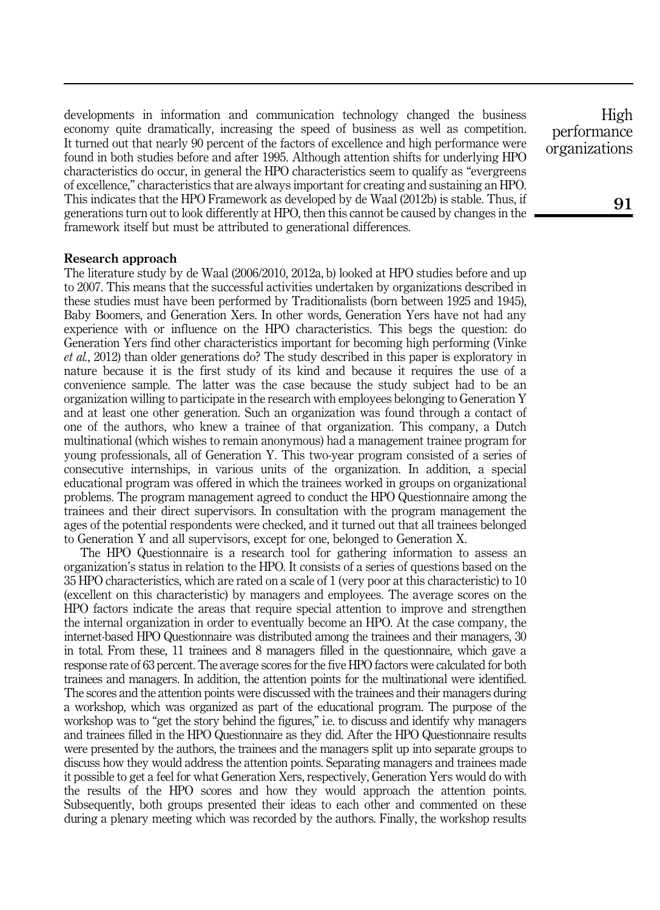developments in information and communication technology changed the business economy quite dramatically, increasing the speed of business as well as competition. It turned out that nearly 90 percent of the factors of excellence and high performance were found in both studies before and after 1995. Although attention shifts for underlying HPO characteristics do occur, in general the HPO characteristics seem to qualify as "evergreens of excellence," characteristics that are always important for creating and sustaining an HPO. This indicates that the HPO Framework as developed by de Waal (2012b) is stable. Thus, if generations turn out to look differently at HPO, then this cannot be caused by changes in the framework itself but must be attributed to generational differences.

## Research approach

The literature study by de Waal (2006/2010, 2012a, b) looked at HPO studies before and up to 2007. This means that the successful activities undertaken by organizations described in these studies must have been performed by Traditionalists (born between 1925 and 1945), Baby Boomers, and Generation Xers. In other words, Generation Yers have not had any experience with or influence on the HPO characteristics. This begs the question: do Generation Yers find other characteristics important for becoming high performing (Vinke *et al.*, 2012) than older generations do? The study described in this paper is exploratory in nature because it is the first study of its kind and because it requires the use of a convenience sample. The latter was the case because the study subject had to be an organization willing to participate in the research with employees belonging to Generation Y and at least one other generation. Such an organization was found through a contact of one of the authors, who knew a trainee of that organization. This company, a Dutch multinational (which wishes to remain anonymous) had a management trainee program for young professionals, all of Generation Y. This two-year program consisted of a series of consecutive internships, in various units of the organization. In addition, a special educational program was offered in which the trainees worked in groups on organizational problems. The program management agreed to conduct the HPO Questionnaire among the trainees and their direct supervisors. In consultation with the program management the ages of the potential respondents were checked, and it turned out that all trainees belonged to Generation Y and all supervisors, except for one, belonged to Generation X.

The HPO Questionnaire is a research tool for gathering information to assess an organization's status in relation to the HPO. It consists of a series of questions based on the 35 HPO characteristics, which are rated on a scale of 1 (very poor at this characteristic) to 10 (excellent on this characteristic) by managers and employees. The average scores on the HPO factors indicate the areas that require special attention to improve and strengthen the internal organization in order to eventually become an HPO. At the case company, the internet-based HPO Questionnaire was distributed among the trainees and their managers, 30 in total. From these, 11 trainees and 8 managers filled in the questionnaire, which gave a response rate of 63 percent. The average scores for the five HPO factors were calculated for both trainees and managers. In addition, the attention points for the multinational were identified. The scores and the attention points were discussed with the trainees and their managers during a workshop, which was organized as part of the educational program. The purpose of the workshop was to "get the story behind the figures," i.e. to discuss and identify why managers and trainees filled in the HPO Questionnaire as they did. After the HPO Questionnaire results were presented by the authors, the trainees and the managers split up into separate groups to discuss how they would address the attention points. Separating managers and trainees made it possible to get a feel for what Generation Xers, respectively, Generation Yers would do with the results of the HPO scores and how they would approach the attention points. Subsequently, both groups presented their ideas to each other and commented on these during a plenary meeting which was recorded by the authors. Finally, the workshop results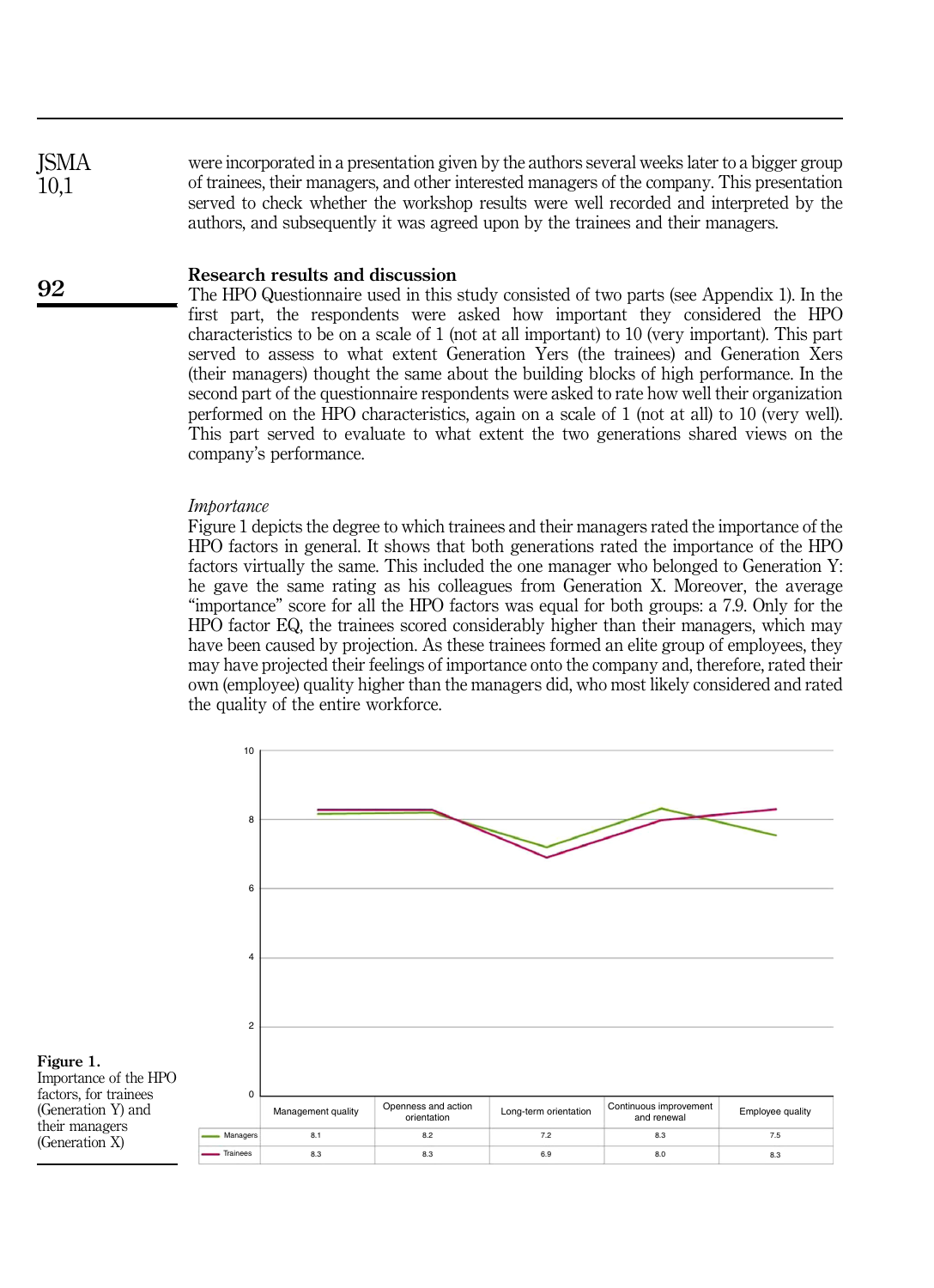were incorporated in a presentation given by the authors several weeks later to a bigger group of trainees, their managers, and other interested managers of the company. This presentation served to check whether the workshop results were well recorded and interpreted by the authors, and subsequently it was agreed upon by the trainees and their managers.

## Research results and discussion

The HPO Questionnaire used in this study consisted of two parts (see Appendix 1). In the first part, the respondents were asked how important they considered the HPO characteristics to be on a scale of 1 (not at all important) to 10 (very important). This part served to assess to what extent Generation Yers (the trainees) and Generation Xers (their managers) thought the same about the building blocks of high performance. In the second part of the questionnaire respondents were asked to rate how well their organization performed on the HPO characteristics, again on a scale of 1 (not at all) to 10 (very well). This part served to evaluate to what extent the two generations shared views on the company's performance.

### *Importance*

Figure 1 depicts the degree to which trainees and their managers rated the importance of the HPO factors in general. It shows that both generations rated the importance of the HPO factors virtually the same. This included the one manager who belonged to Generation Y: he gave the same rating as his colleagues from Generation X. Moreover, the average "importance" score for all the HPO factors was equal for both groups: a 7.9. Only for the HPO factor EQ, the trainees scored considerably higher than their managers, which may have been caused by projection. As these trainees formed an elite group of employees, they may have projected their feelings of importance onto the company and, therefore, rated their own (employee) quality higher than the managers did, who most likely considered and rated the quality of the entire workforce.

| | Management quality | Openness and action orientation | Long-term orientation | Continuous improvement and renewal | Employee quality |
|---|---|---|---|---|---|
| Managers | 8.1 | 8.2 | 7.2 | 8.3 | 7.5 |
| Trainees | 8.3 | 8.3 | 6.9 | 8.0 | 8.3 |

**Figure 1.** Importance of the HPO factors, for trainees (Generation Y) and their managers (Generation X)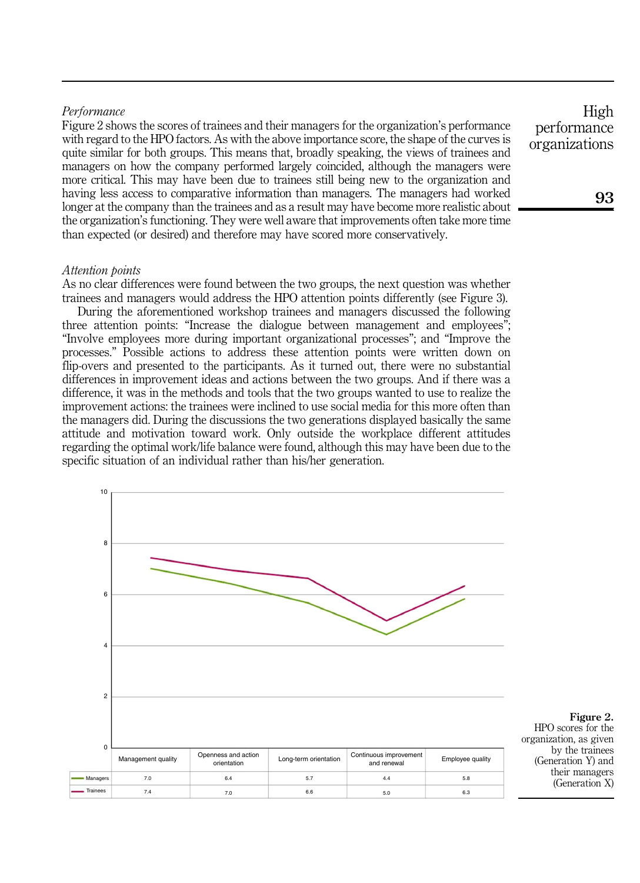*Performance*

Figure 2 shows the scores of trainees and their managers for the organization's performance with regard to the HPO factors. As with the above importance score, the shape of the curves is quite similar for both groups. This means that, broadly speaking, the views of trainees and managers on how the company performed largely coincided, although the managers were more critical. This may have been due to trainees still being new to the organization and having less access to comparative information than managers. The managers had worked longer at the company than the trainees and as a result may have become more realistic about the organization's functioning. They were well aware that improvements often take more time than expected (or desired) and therefore may have scored more conservatively.

*Attention points*

As no clear differences were found between the two groups, the next question was whether trainees and managers would address the HPO attention points differently (see Figure 3).

During the aforementioned workshop trainees and managers discussed the following three attention points: "Increase the dialogue between management and employees"; "Involve employees more during important organizational processes"; and "Improve the processes." Possible actions to address these attention points were written down on flip-overs and presented to the participants. As it turned out, there were no substantial differences in improvement ideas and actions between the two groups. And if there was a difference, it was in the methods and tools that the two groups wanted to use to realize the improvement actions: the trainees were inclined to use social media for this more often than the managers did. During the discussions the two generations displayed basically the same attitude and motivation toward work. Only outside the workplace different attitudes regarding the optimal work/life balance were found, although this may have been due to the specific situation of an individual rather than his/her generation.

10
8
6
4
2
0

Management quality
Openness and action orientation
Long-term orientation
Continuous improvement and renewal
Employee quality

Managers 7.0 6.4 5.7 4.4 5.8
Trainees 7.4 7.0 6.6 5.0 6.3

**Figure 2.** HPO scores for the organization, as given by the trainees (Generation Y) and their managers (Generation X)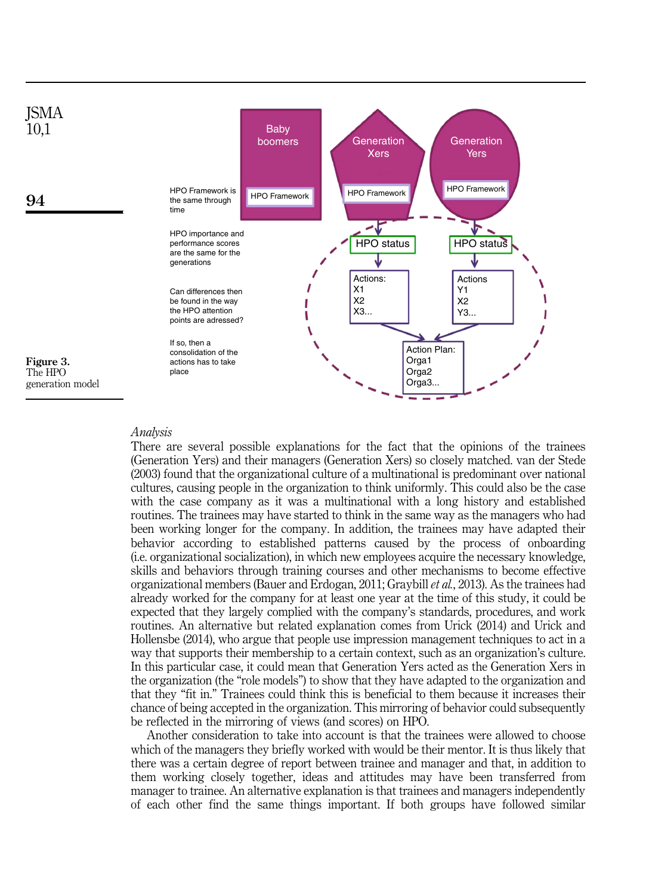HPO Framework is the same through time

HPO importance and performance scores are the same for the generations

Can differences then be found in the way the HPO attention points are adressed?

If so, then a consolidation of the actions has to take place

Baby boomers

HPO Framework

Generation Xers

HPO Framework

Generation Yers

HPO Framework

HPO status

HPO status

Actions:
X1
X2
X3...

Actions
Y1
X2
Y3...

Action Plan:
Orga1
Orga2
Orga3...

**Figure 3.** The HPO generation model

*Analysis*

There are several possible explanations for the fact that the opinions of the trainees (Generation Yers) and their managers (Generation Xers) so closely matched. van der Stede (2003) found that the organizational culture of a multinational is predominant over national cultures, causing people in the organization to think uniformly. This could also be the case with the case company as it was a multinational with a long history and established routines. The trainees may have started to think in the same way as the managers who had been working longer for the company. In addition, the trainees may have adapted their behavior according to established patterns caused by the process of onboarding (i.e. organizational socialization), in which new employees acquire the necessary knowledge, skills and behaviors through training courses and other mechanisms to become effective organizational members (Bauer and Erdogan, 2011; Graybill *et al.*, 2013). As the trainees had already worked for the company for at least one year at the time of this study, it could be expected that they largely complied with the company's standards, procedures, and work routines. An alternative but related explanation comes from Urick (2014) and Urick and Hollensbe (2014), who argue that people use impression management techniques to act in a way that supports their membership to a certain context, such as an organization's culture. In this particular case, it could mean that Generation Yers acted as the Generation Xers in the organization (the "role models") to show that they have adapted to the organization and that they "fit in." Trainees could think this is beneficial to them because it increases their chance of being accepted in the organization. This mirroring of behavior could subsequently be reflected in the mirroring of views (and scores) on HPO.

Another consideration to take into account is that the trainees were allowed to choose which of the managers they briefly worked with would be their mentor. It is thus likely that there was a certain degree of report between trainee and manager and that, in addition to them working closely together, ideas and attitudes may have been transferred from manager to trainee. An alternative explanation is that trainees and managers independently of each other find the same things important. If both groups have followed similar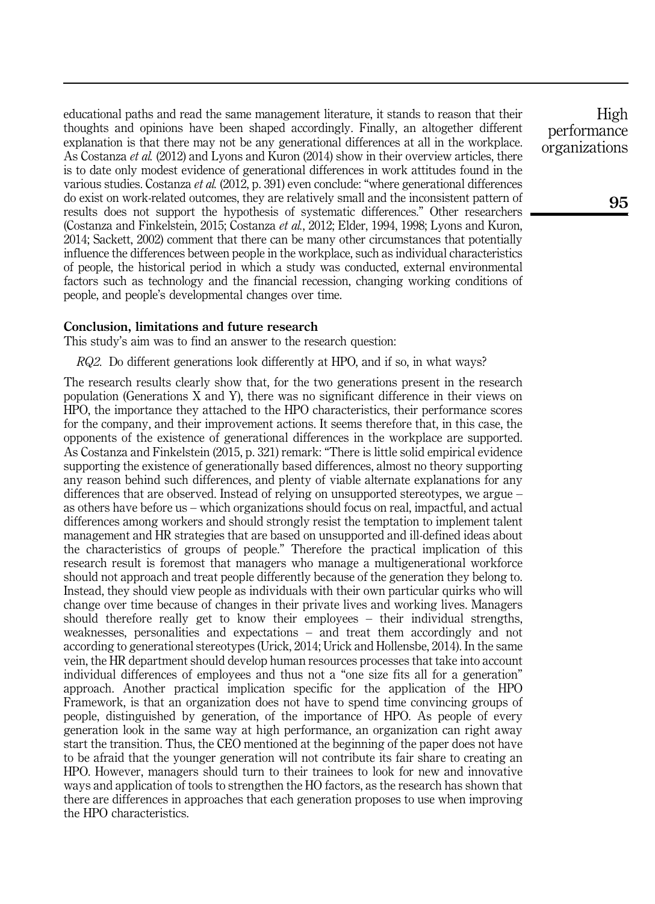educational paths and read the same management literature, it stands to reason that their thoughts and opinions have been shaped accordingly. Finally, an altogether different explanation is that there may not be any generational differences at all in the workplace. As Costanza *et al.* (2012) and Lyons and Kuron (2014) show in their overview articles, there is to date only modest evidence of generational differences in work attitudes found in the various studies. Costanza *et al.* (2012, p. 391) even conclude: "where generational differences do exist on work-related outcomes, they are relatively small and the inconsistent pattern of results does not support the hypothesis of systematic differences." Other researchers (Costanza and Finkelstein, 2015; Costanza *et al.*, 2012; Elder, 1994, 1998; Lyons and Kuron, 2014; Sackett, 2002) comment that there can be many other circumstances that potentially influence the differences between people in the workplace, such as individual characteristics of people, the historical period in which a study was conducted, external environmental factors such as technology and the financial recession, changing working conditions of people, and people's developmental changes over time.

## Conclusion, limitations and future research

This study's aim was to find an answer to the research question:

*RQ2*. Do different generations look differently at HPO, and if so, in what ways?

The research results clearly show that, for the two generations present in the research population (Generations X and Y), there was no significant difference in their views on HPO, the importance they attached to the HPO characteristics, their performance scores for the company, and their improvement actions. It seems therefore that, in this case, the opponents of the existence of generational differences in the workplace are supported. As Costanza and Finkelstein (2015, p. 321) remark: "There is little solid empirical evidence supporting the existence of generationally based differences, almost no theory supporting any reason behind such differences, and plenty of viable alternate explanations for any differences that are observed. Instead of relying on unsupported stereotypes, we argue – as others have before us – which organizations should focus on real, impactful, and actual differences among workers and should strongly resist the temptation to implement talent management and HR strategies that are based on unsupported and ill-defined ideas about the characteristics of groups of people." Therefore the practical implication of this research result is foremost that managers who manage a multigenerational workforce should not approach and treat people differently because of the generation they belong to. Instead, they should view people as individuals with their own particular quirks who will change over time because of changes in their private lives and working lives. Managers should therefore really get to know their employees – their individual strengths, weaknesses, personalities and expectations – and treat them accordingly and not according to generational stereotypes (Urick, 2014; Urick and Hollensbe, 2014). In the same vein, the HR department should develop human resources processes that take into account individual differences of employees and thus not a "one size fits all for a generation" approach. Another practical implication specific for the application of the HPO Framework, is that an organization does not have to spend time convincing groups of people, distinguished by generation, of the importance of HPO. As people of every generation look in the same way at high performance, an organization can right away start the transition. Thus, the CEO mentioned at the beginning of the paper does not have to be afraid that the younger generation will not contribute its fair share to creating an HPO. However, managers should turn to their trainees to look for new and innovative ways and application of tools to strengthen the HO factors, as the research has shown that there are differences in approaches that each generation proposes to use when improving the HPO characteristics.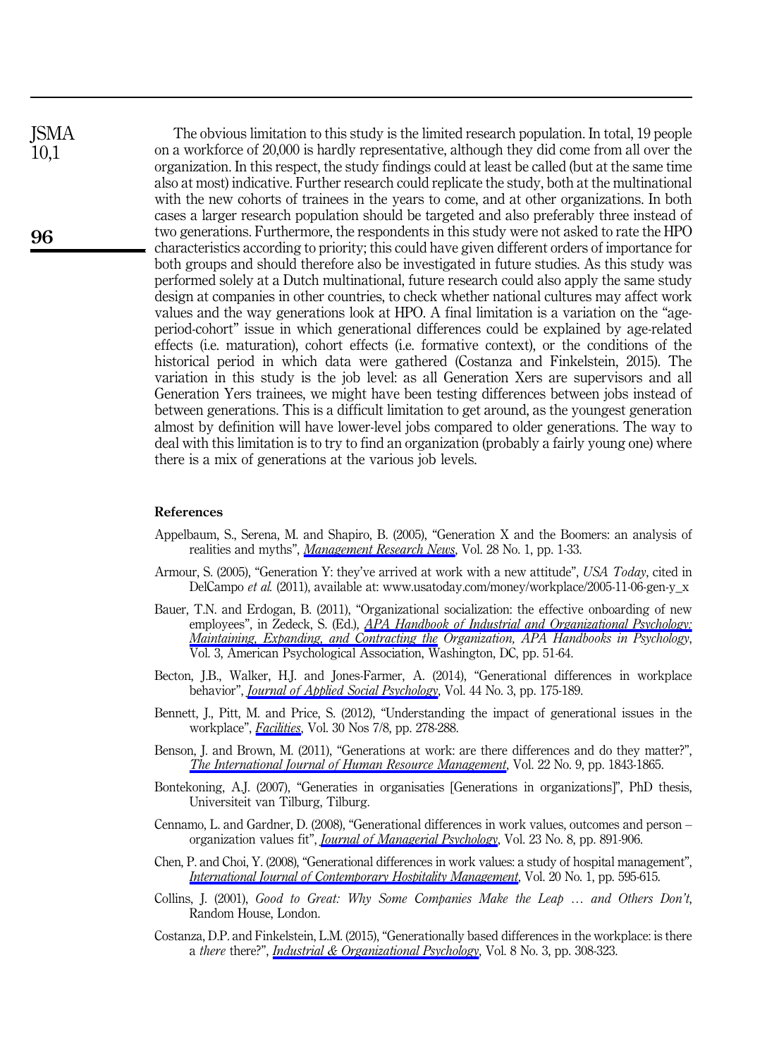The obvious limitation to this study is the limited research population. In total, 19 people on a workforce of 20,000 is hardly representative, although they did come from all over the organization. In this respect, the study findings could at least be called (but at the same time also at most) indicative. Further research could replicate the study, both at the multinational with the new cohorts of trainees in the years to come, and at other organizations. In both cases a larger research population should be targeted and also preferably three instead of two generations. Furthermore, the respondents in this study were not asked to rate the HPO characteristics according to priority; this could have given different orders of importance for both groups and should therefore also be investigated in future studies. As this study was performed solely at a Dutch multinational, future research could also apply the same study design at companies in other countries, to check whether national cultures may affect work values and the way generations look at HPO. A final limitation is a variation on the "age-period-cohort" issue in which generational differences could be explained by age-related effects (i.e. maturation), cohort effects (i.e. formative context), or the conditions of the historical period in which data were gathered (Costanza and Finkelstein, 2015). The variation in this study is the job level: as all Generation Xers are supervisors and all Generation Yers trainees, we might have been testing differences between jobs instead of between generations. This is a difficult limitation to get around, as the youngest generation almost by definition will have lower-level jobs compared to older generations. The way to deal with this limitation is to try to find an organization (probably a fairly young one) where there is a mix of generations at the various job levels.

## References

Appelbaum, S., Serena, M. and Shapiro, B. (2005), "Generation X and the Boomers: an analysis of realities and myths", *Management Research News*, Vol. 28 No. 1, pp. 1-33.

Armour, S. (2005), "Generation Y: they've arrived at work with a new attitude", *USA Today*, cited in DelCampo *et al.* (2011), available at: www.usatoday.com/money/workplace/2005-11-06-gen-y_x

Bauer, T.N. and Erdogan, B. (2011), "Organizational socialization: the effective onboarding of new employees", in Zedeck, S. (Ed.), *APA Handbook of Industrial and Organizational Psychology: Maintaining, Expanding, and Contracting the Organization, APA Handbooks in Psychology*, Vol. 3, American Psychological Association, Washington, DC, pp. 51-64.

Becton, J.B., Walker, H.J. and Jones-Farmer, A. (2014), "Generational differences in workplace behavior", *Journal of Applied Social Psychology*, Vol. 44 No. 3, pp. 175-189.

Bennett, J., Pitt, M. and Price, S. (2012), "Understanding the impact of generational issues in the workplace", *Facilities*, Vol. 30 Nos 7/8, pp. 278-288.

Benson, J. and Brown, M. (2011), "Generations at work: are there differences and do they matter?", *The International Journal of Human Resource Management*, Vol. 22 No. 9, pp. 1843-1865.

Bontekoning, A.J. (2007), "Generaties in organisaties [Generations in organizations]", PhD thesis, Universiteit van Tilburg, Tilburg.

Cennamo, L. and Gardner, D. (2008), "Generational differences in work values, outcomes and person – organization values fit", *Journal of Managerial Psychology*, Vol. 23 No. 8, pp. 891-906.

Chen, P. and Choi, Y. (2008), "Generational differences in work values: a study of hospital management", *International Journal of Contemporary Hospitality Management*, Vol. 20 No. 1, pp. 595-615.

Collins, J. (2001), *Good to Great: Why Some Companies Make the Leap … and Others Don't*, Random House, London.

Costanza, D.P. and Finkelstein, L.M. (2015), "Generationally based differences in the workplace: is there a *there* there?", *Industrial & Organizational Psychology*, Vol. 8 No. 3, pp. 308-323.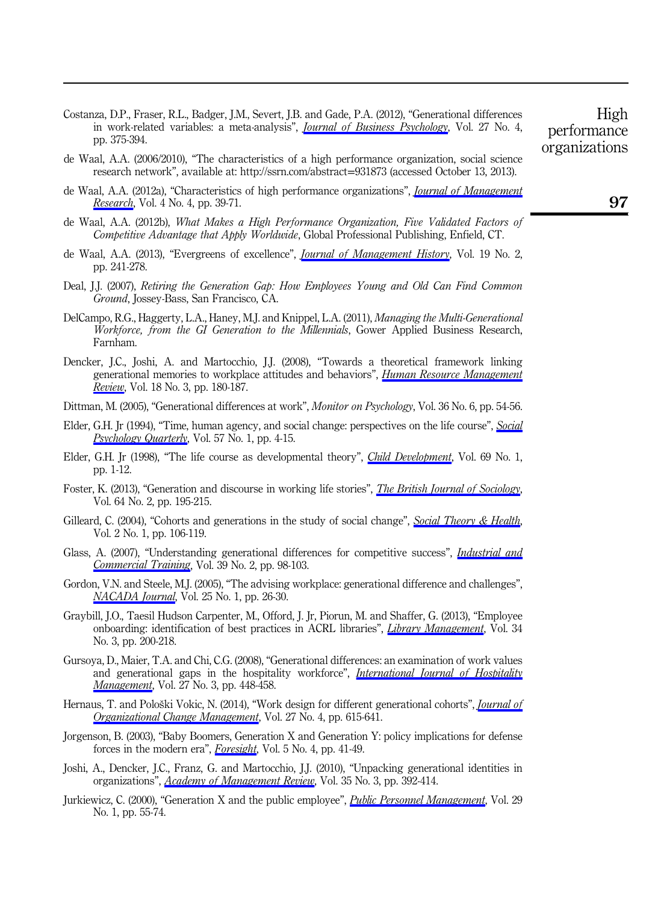Costanza, D.P., Fraser, R.L., Badger, J.M., Severt, J.B. and Gade, P.A. (2012), "Generational differences in work-related variables: a meta-analysis", *Journal of Business Psychology*, Vol. 27 No. 4, pp. 375-394.

de Waal, A.A. (2006/2010), "The characteristics of a high performance organization, social science research network", available at: http://ssrn.com/abstract=931873 (accessed October 13, 2013).

de Waal, A.A. (2012a), "Characteristics of high performance organizations", *Journal of Management Research*, Vol. 4 No. 4, pp. 39-71.

de Waal, A.A. (2012b), *What Makes a High Performance Organization, Five Validated Factors of Competitive Advantage that Apply Worldwide*, Global Professional Publishing, Enfield, CT.

de Waal, A.A. (2013), "Evergreens of excellence", *Journal of Management History*, Vol. 19 No. 2, pp. 241-278.

Deal, J.J. (2007), *Retiring the Generation Gap: How Employees Young and Old Can Find Common Ground*, Jossey-Bass, San Francisco, CA.

DelCampo, R.G., Haggerty, L.A., Haney, M.J. and Knippel, L.A. (2011), *Managing the Multi-Generational Workforce, from the GI Generation to the Millennials*, Gower Applied Business Research, Farnham.

Dencker, J.C., Joshi, A. and Martocchio, J.J. (2008), "Towards a theoretical framework linking generational memories to workplace attitudes and behaviors", *Human Resource Management Review*, Vol. 18 No. 3, pp. 180-187.

Dittman, M. (2005), "Generational differences at work", *Monitor on Psychology*, Vol. 36 No. 6, pp. 54-56.

Elder, G.H. Jr (1994), "Time, human agency, and social change: perspectives on the life course", *Social Psychology Quarterly*, Vol. 57 No. 1, pp. 4-15.

Elder, G.H. Jr (1998), "The life course as developmental theory", *Child Development*, Vol. 69 No. 1, pp. 1-12.

Foster, K. (2013), "Generation and discourse in working life stories", *The British Journal of Sociology*, Vol. 64 No. 2, pp. 195-215.

Gilleard, C. (2004), "Cohorts and generations in the study of social change", *Social Theory & Health*, Vol. 2 No. 1, pp. 106-119.

Glass, A. (2007), "Understanding generational differences for competitive success", *Industrial and Commercial Training*, Vol. 39 No. 2, pp. 98-103.

Gordon, V.N. and Steele, M.J. (2005), "The advising workplace: generational difference and challenges", *NACADA Journal*, Vol. 25 No. 1, pp. 26-30.

Graybill, J.O., Taesil Hudson Carpenter, M., Offord, J. Jr, Piorun, M. and Shaffer, G. (2013), "Employee onboarding: identification of best practices in ACRL libraries", *Library Management*, Vol. 34 No. 3, pp. 200-218.

Gursoya, D., Maier, T.A. and Chi, C.G. (2008), "Generational differences: an examination of work values and generational gaps in the hospitality workforce", *International Journal of Hospitality Management*, Vol. 27 No. 3, pp. 448-458.

Hernaus, T. and Pološki Vokic, N. (2014), "Work design for different generational cohorts", *Journal of Organizational Change Management*, Vol. 27 No. 4, pp. 615-641.

Jorgenson, B. (2003), "Baby Boomers, Generation X and Generation Y: policy implications for defense forces in the modern era", *Foresight*, Vol. 5 No. 4, pp. 41-49.

Joshi, A., Dencker, J.C., Franz, G. and Martocchio, J.J. (2010), "Unpacking generational identities in organizations", *Academy of Management Review*, Vol. 35 No. 3, pp. 392-414.

Jurkiewicz, C. (2000), "Generation X and the public employee", *Public Personnel Management*, Vol. 29 No. 1, pp. 55-74.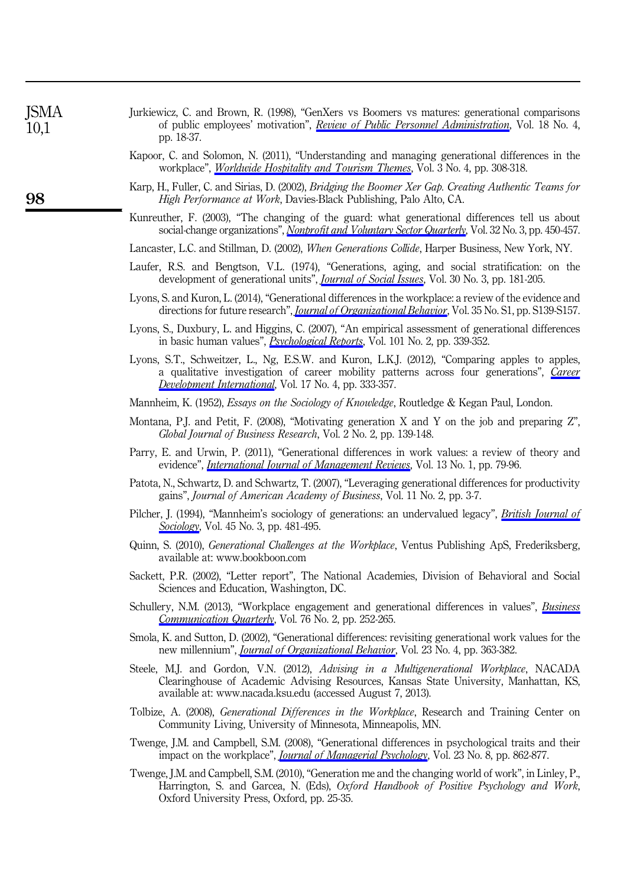Jurkiewicz, C. and Brown, R. (1998), "GenXers vs Boomers vs matures: generational comparisons of public employees' motivation", *Review of Public Personnel Administration*, Vol. 18 No. 4, pp. 18-37.

Kapoor, C. and Solomon, N. (2011), "Understanding and managing generational differences in the workplace", *Worldwide Hospitality and Tourism Themes*, Vol. 3 No. 4, pp. 308-318.

Karp, H., Fuller, C. and Sirias, D. (2002), *Bridging the Boomer Xer Gap. Creating Authentic Teams for High Performance at Work*, Davies-Black Publishing, Palo Alto, CA.

Kunreuther, F. (2003), "The changing of the guard: what generational differences tell us about social-change organizations", *Nonprofit and Voluntary Sector Quarterly*, Vol. 32 No. 3, pp. 450-457.

Lancaster, L.C. and Stillman, D. (2002), *When Generations Collide*, Harper Business, New York, NY.

Laufer, R.S. and Bengtson, V.L. (1974), "Generations, aging, and social stratification: on the development of generational units", *Journal of Social Issues*, Vol. 30 No. 3, pp. 181-205.

Lyons, S. and Kuron, L. (2014), "Generational differences in the workplace: a review of the evidence and directions for future research", *Journal of Organizational Behavior*, Vol. 35 No. S1, pp. S139-S157.

Lyons, S., Duxbury, L. and Higgins, C. (2007), "An empirical assessment of generational differences in basic human values", *Psychological Reports*, Vol. 101 No. 2, pp. 339-352.

Lyons, S.T., Schweitzer, L., Ng, E.S.W. and Kuron, L.K.J. (2012), "Comparing apples to apples, a qualitative investigation of career mobility patterns across four generations", *Career Development International*, Vol. 17 No. 4, pp. 333-357.

Mannheim, K. (1952), *Essays on the Sociology of Knowledge*, Routledge & Kegan Paul, London.

Montana, P.J. and Petit, F. (2008), "Motivating generation X and Y on the job and preparing Z", *Global Journal of Business Research*, Vol. 2 No. 2, pp. 139-148.

Parry, E. and Urwin, P. (2011), "Generational differences in work values: a review of theory and evidence", *International Journal of Management Reviews*, Vol. 13 No. 1, pp. 79-96.

Patota, N., Schwartz, D. and Schwartz, T. (2007), "Leveraging generational differences for productivity gains", *Journal of American Academy of Business*, Vol. 11 No. 2, pp. 3-7.

Pilcher, J. (1994), "Mannheim's sociology of generations: an undervalued legacy", *British Journal of Sociology*, Vol. 45 No. 3, pp. 481-495.

Quinn, S. (2010), *Generational Challenges at the Workplace*, Ventus Publishing ApS, Frederiksberg, available at: www.bookboon.com

Sackett, P.R. (2002), "Letter report", The National Academies, Division of Behavioral and Social Sciences and Education, Washington, DC.

Schullery, N.M. (2013), "Workplace engagement and generational differences in values", *Business Communication Quarterly*, Vol. 76 No. 2, pp. 252-265.

Smola, K. and Sutton, D. (2002), "Generational differences: revisiting generational work values for the new millennium", *Journal of Organizational Behavior*, Vol. 23 No. 4, pp. 363-382.

Steele, M.J. and Gordon, V.N. (2012), *Advising in a Multigenerational Workplace*, NACADA Clearinghouse of Academic Advising Resources, Kansas State University, Manhattan, KS, available at: www.nacada.ksu.edu (accessed August 7, 2013).

Tolbize, A. (2008), *Generational Differences in the Workplace*, Research and Training Center on Community Living, University of Minnesota, Minneapolis, MN.

Twenge, J.M. and Campbell, S.M. (2008), "Generational differences in psychological traits and their impact on the workplace", *Journal of Managerial Psychology*, Vol. 23 No. 8, pp. 862-877.

Twenge, J.M. and Campbell, S.M. (2010), "Generation me and the changing world of work", in Linley, P., Harrington, S. and Garcea, N. (Eds), *Oxford Handbook of Positive Psychology and Work*, Oxford University Press, Oxford, pp. 25-35.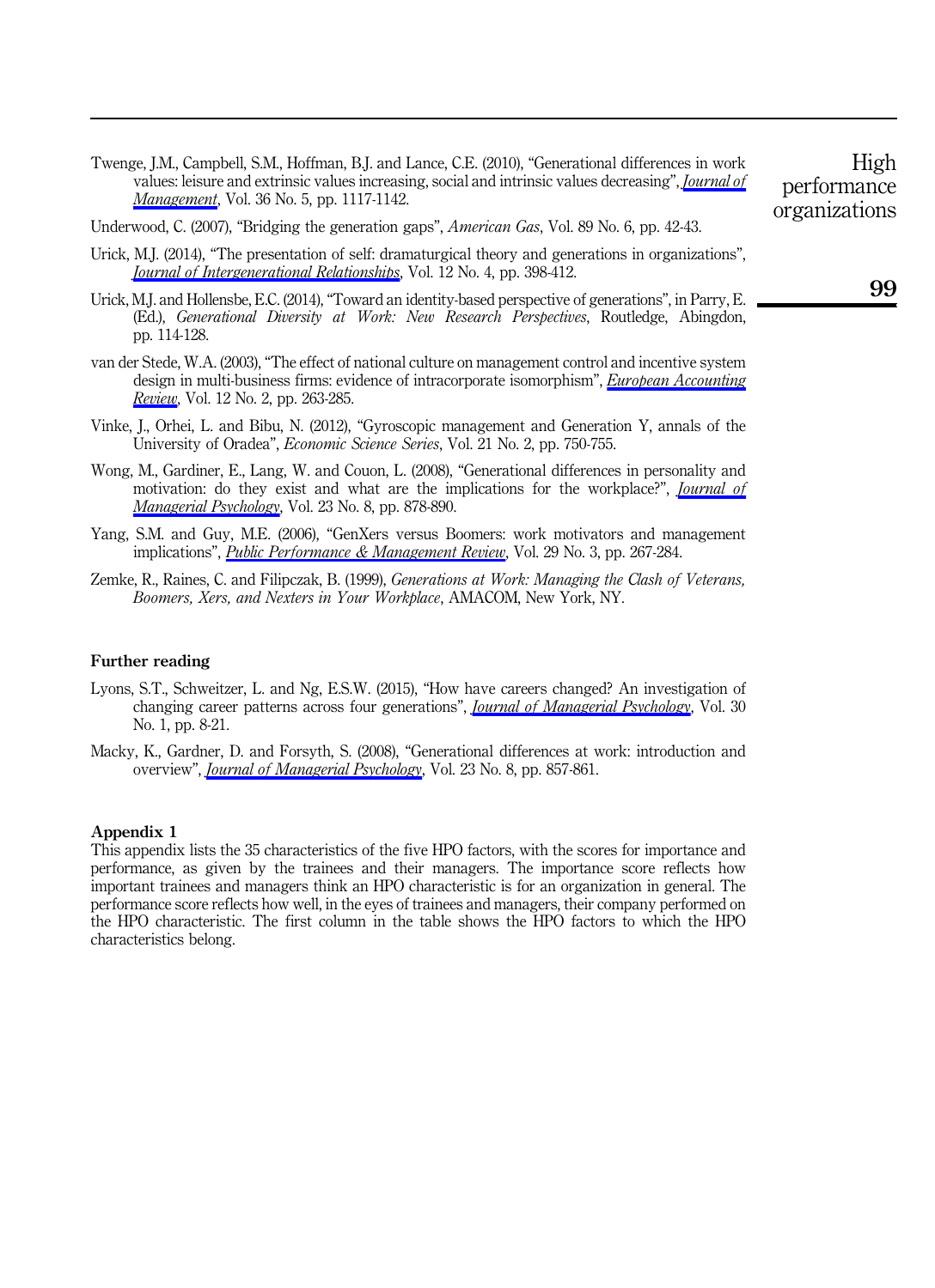Twenge, J.M., Campbell, S.M., Hoffman, B.J. and Lance, C.E. (2010), "Generational differences in work values: leisure and extrinsic values increasing, social and intrinsic values decreasing", *Journal of Management*, Vol. 36 No. 5, pp. 1117-1142.

Underwood, C. (2007), "Bridging the generation gaps", *American Gas*, Vol. 89 No. 6, pp. 42-43.

Urick, M.J. (2014), "The presentation of self: dramaturgical theory and generations in organizations", *Journal of Intergenerational Relationships*, Vol. 12 No. 4, pp. 398-412.

Urick, M.J. and Hollensbe, E.C. (2014), "Toward an identity-based perspective of generations", in Parry, E. (Ed.), *Generational Diversity at Work: New Research Perspectives*, Routledge, Abingdon, pp. 114-128.

van der Stede, W.A. (2003), "The effect of national culture on management control and incentive system design in multi-business firms: evidence of intracorporate isomorphism", *European Accounting Review*, Vol. 12 No. 2, pp. 263-285.

Vinke, J., Orhei, L. and Bibu, N. (2012), "Gyroscopic management and Generation Y, annals of the University of Oradea", *Economic Science Series*, Vol. 21 No. 2, pp. 750-755.

Wong, M., Gardiner, E., Lang, W. and Couon, L. (2008), "Generational differences in personality and motivation: do they exist and what are the implications for the workplace?", *Journal of Managerial Psychology*, Vol. 23 No. 8, pp. 878-890.

Yang, S.M. and Guy, M.E. (2006), "GenXers versus Boomers: work motivators and management implications", *Public Performance & Management Review*, Vol. 29 No. 3, pp. 267-284.

Zemke, R., Raines, C. and Filipczak, B. (1999), *Generations at Work: Managing the Clash of Veterans, Boomers, Xers, and Nexters in Your Workplace*, AMACOM, New York, NY.

## Further reading

Lyons, S.T., Schweitzer, L. and Ng, E.S.W. (2015), "How have careers changed? An investigation of changing career patterns across four generations", *Journal of Managerial Psychology*, Vol. 30 No. 1, pp. 8-21.

Macky, K., Gardner, D. and Forsyth, S. (2008), "Generational differences at work: introduction and overview", *Journal of Managerial Psychology*, Vol. 23 No. 8, pp. 857-861.

## Appendix 1

This appendix lists the 35 characteristics of the five HPO factors, with the scores for importance and performance, as given by the trainees and their managers. The importance score reflects how important trainees and managers think an HPO characteristic is for an organization in general. The performance score reflects how well, in the eyes of trainees and managers, their company performed on the HPO characteristic. The first column in the table shows the HPO factors to which the HPO characteristics belong.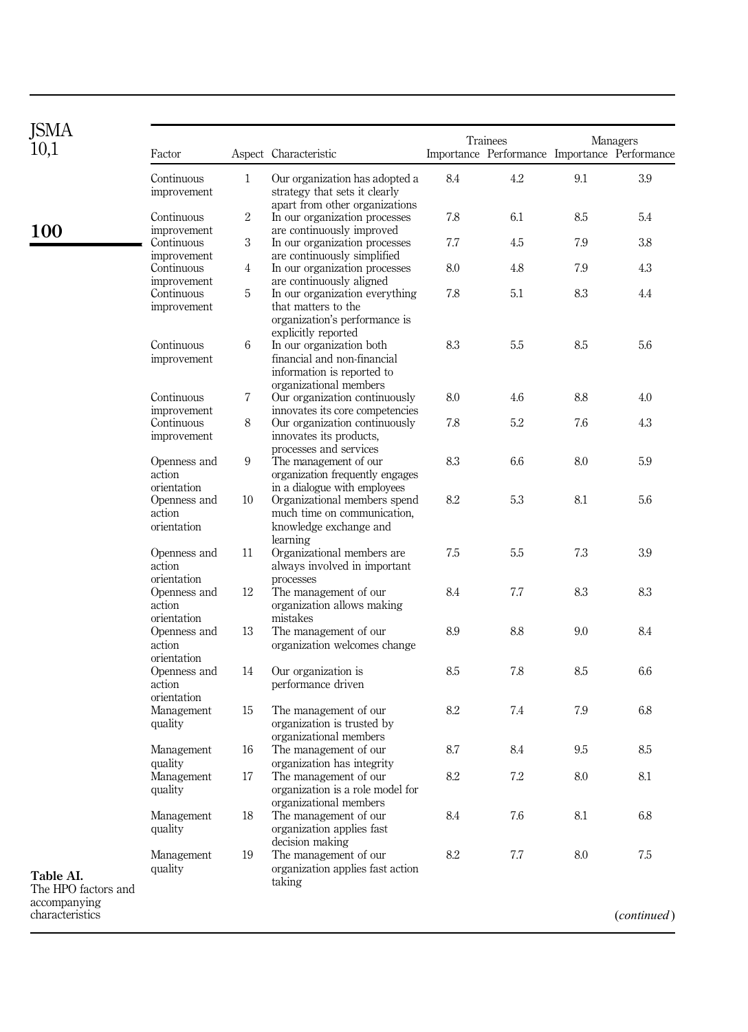| Factor | Aspect | Characteristic | Trainees | | Managers | |
|---|---|---|---|---|---|---|
| | | | Importance | Performance | Importance | Performance |
| Continuous improvement | 1 | Our organization has adopted a strategy that sets it clearly apart from other organizations | 8.4 | 4.2 | 9.1 | 3.9 |
| Continuous improvement | 2 | In our organization processes are continuously improved | 7.8 | 6.1 | 8.5 | 5.4 |
| Continuous improvement | 3 | In our organization processes are continuously simplified | 7.7 | 4.5 | 7.9 | 3.8 |
| Continuous improvement | 4 | In our organization processes are continuously aligned | 8.0 | 4.8 | 7.9 | 4.3 |
| Continuous improvement | 5 | In our organization everything that matters to the organization's performance is explicitly reported | 7.8 | 5.1 | 8.3 | 4.4 |
| Continuous improvement | 6 | In our organization both financial and non-financial information is reported to organizational members | 8.3 | 5.5 | 8.5 | 5.6 |
| Continuous improvement | 7 | Our organization continuously innovates its core competencies | 8.0 | 4.6 | 8.8 | 4.0 |
| Continuous improvement | 8 | Our organization continuously innovates its products, processes and services | 7.8 | 5.2 | 7.6 | 4.3 |
| Openness and action orientation | 9 | The management of our organization frequently engages in a dialogue with employees | 8.3 | 6.6 | 8.0 | 5.9 |
| Openness and action orientation | 10 | Organizational members spend much time on communication, knowledge exchange and learning | 8.2 | 5.3 | 8.1 | 5.6 |
| Openness and action orientation | 11 | Organizational members are always involved in important processes | 7.5 | 5.5 | 7.3 | 3.9 |
| Openness and action orientation | 12 | The management of our organization allows making mistakes | 8.4 | 7.7 | 8.3 | 8.3 |
| Openness and action orientation | 13 | The management of our organization welcomes change | 8.9 | 8.8 | 9.0 | 8.4 |
| Openness and action orientation | 14 | Our organization is performance driven | 8.5 | 7.8 | 8.5 | 6.6 |
| Management quality | 15 | The management of our organization is trusted by organizational members | 8.2 | 7.4 | 7.9 | 6.8 |
| Management quality | 16 | The management of our organization has integrity | 8.7 | 8.4 | 9.5 | 8.5 |
| Management quality | 17 | The management of our organization is a role model for organizational members | 8.2 | 7.2 | 8.0 | 8.1 |
| Management quality | 18 | The management of our organization applies fast decision making | 8.4 | 7.6 | 8.1 | 6.8 |
| Management quality | 19 | The management of our organization applies fast action taking | 8.2 | 7.7 | 8.0 | 7.5 |

**Table AI.** The HPO factors and accompanying characteristics

(*continued*)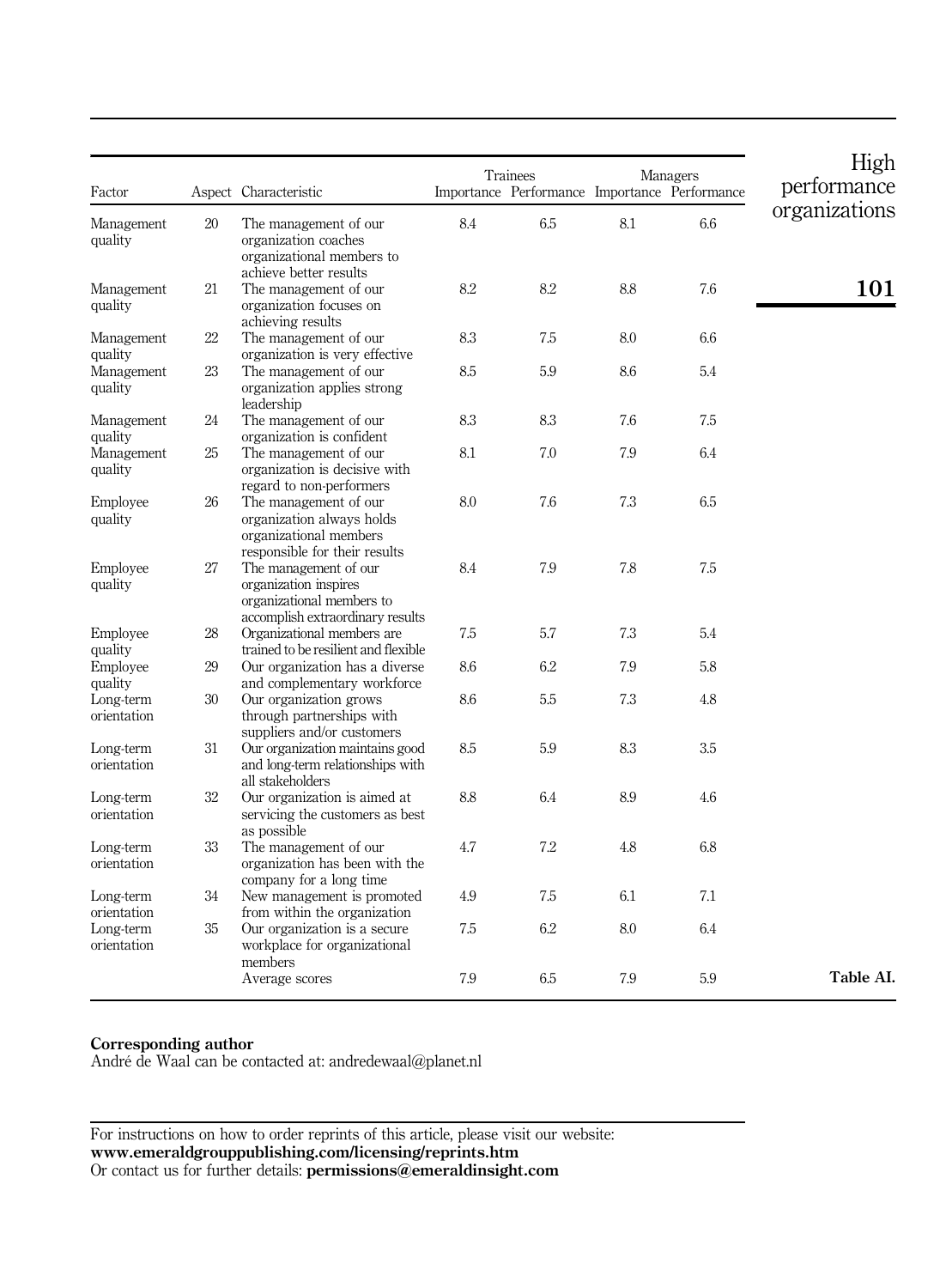| Factor | Aspect | Characteristic | Trainees | | Managers | |
|---|---|---|---|---|---|---|
| | | | Importance | Performance | Importance | Performance |
| Management quality | 20 | The management of our organization coaches organizational members to achieve better results | 8.4 | 6.5 | 8.1 | 6.6 |
| Management quality | 21 | The management of our organization focuses on achieving results | 8.2 | 8.2 | 8.8 | 7.6 |
| Management quality | 22 | The management of our organization is very effective | 8.3 | 7.5 | 8.0 | 6.6 |
| Management quality | 23 | The management of our organization applies strong leadership | 8.5 | 5.9 | 8.6 | 5.4 |
| Management quality | 24 | The management of our organization is confident | 8.3 | 8.3 | 7.6 | 7.5 |
| Management quality | 25 | The management of our organization is decisive with regard to non-performers | 8.1 | 7.0 | 7.9 | 6.4 |
| Employee quality | 26 | The management of our organization always holds organizational members responsible for their results | 8.0 | 7.6 | 7.3 | 6.5 |
| Employee quality | 27 | The management of our organization inspires organizational members to accomplish extraordinary results | 8.4 | 7.9 | 7.8 | 7.5 |
| Employee quality | 28 | Organizational members are trained to be resilient and flexible | 7.5 | 5.7 | 7.3 | 5.4 |
| Employee quality | 29 | Our organization has a diverse and complementary workforce | 8.6 | 6.2 | 7.9 | 5.8 |
| Long-term orientation | 30 | Our organization grows through partnerships with suppliers and/or customers | 8.6 | 5.5 | 7.3 | 4.8 |
| Long-term orientation | 31 | Our organization maintains good and long-term relationships with all stakeholders | 8.5 | 5.9 | 8.3 | 3.5 |
| Long-term orientation | 32 | Our organization is aimed at servicing the customers as best as possible | 8.8 | 6.4 | 8.9 | 4.6 |
| Long-term orientation | 33 | The management of our organization has been with the company for a long time | 4.7 | 7.2 | 4.8 | 6.8 |
| Long-term orientation | 34 | New management is promoted from within the organization | 4.9 | 7.5 | 6.1 | 7.1 |
| Long-term orientation | 35 | Our organization is a secure workplace for organizational members | 7.5 | 6.2 | 8.0 | 6.4 |
| | | Average scores | 7.9 | 6.5 | 7.9 | 5.9 |

**Table AI.**

**Corresponding author**
André de Waal can be contacted at: andredewaal@planet.nl

For instructions on how to order reprints of this article, please visit our website:
**www.emeraldgrouppublishing.com/licensing/reprints.htm**
Or contact us for further details: **permissions@emeraldinsight.com**